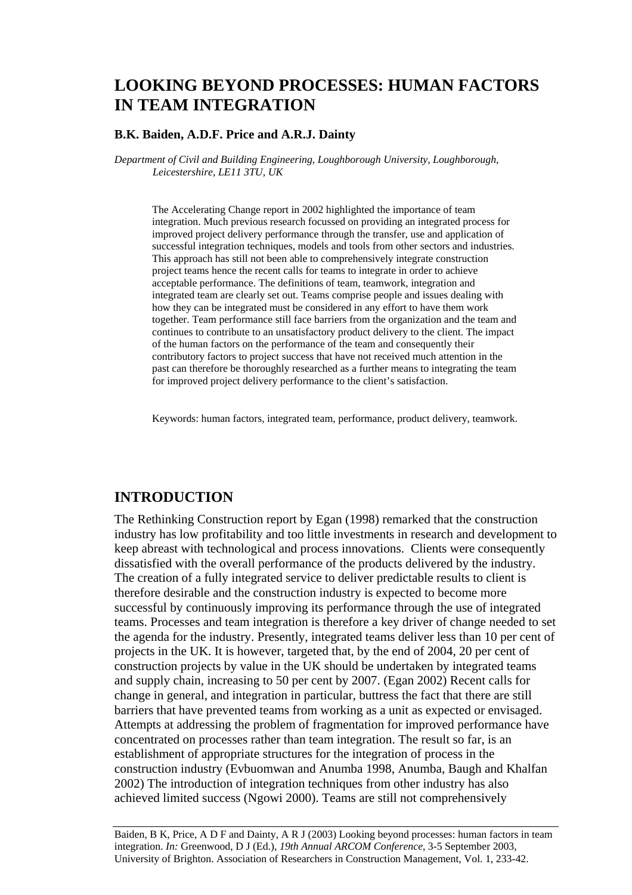# LOOKING BEYOND PROCESSES: HUMAN FACTORS IN TEAM INTEGRATION

**B.K. Baiden, A.D.F. Price and A.R.J. Dainty**

*Department of Civil and Building Engineering, Loughborough University, Loughborough, Leicestershire, LE11 3TU, UK*

The Accelerating Change report in 2002 highlighted the importance of team integration. Much previous research focussed on providing an integrated process for improved project delivery performance through the transfer, use and application of successful integration techniques, models and tools from other sectors and industries. This approach has still not been able to comprehensively integrate construction project teams hence the recent calls for teams to integrate in order to achieve acceptable performance. The definitions of team, teamwork, integration and integrated team are clearly set out. Teams comprise people and issues dealing with how they can be integrated must be considered in any effort to have them work together. Team performance still face barriers from the organization and the team and continues to contribute to an unsatisfactory product delivery to the client. The impact of the human factors on the performance of the team and consequently their contributory factors to project success that have not received much attention in the past can therefore be thoroughly researched as a further means to integrating the team for improved project delivery performance to the client's satisfaction.

Keywords: human factors, integrated team, performance, product delivery, teamwork.

## INTRODUCTION

The Rethinking Construction report by Egan (1998) remarked that the construction industry has low profitability and too little investments in research and development to keep abreast with technological and process innovations. Clients were consequently dissatisfied with the overall performance of the products delivered by the industry. The creation of a fully integrated service to deliver predictable results to client is therefore desirable and the construction industry is expected to become more successful by continuously improving its performance through the use of integrated teams. Processes and team integration is therefore a key driver of change needed to set the agenda for the industry. Presently, integrated teams deliver less than 10 per cent of projects in the UK. It is however, targeted that, by the end of 2004, 20 per cent of construction projects by value in the UK should be undertaken by integrated teams and supply chain, increasing to 50 per cent by 2007. (Egan 2002) Recent calls for change in general, and integration in particular, buttress the fact that there are still barriers that have prevented teams from working as a unit as expected or envisaged. Attempts at addressing the problem of fragmentation for improved performance have concentrated on processes rather than team integration. The result so far, is an establishment of appropriate structures for the integration of process in the construction industry (Evbuomwan and Anumba 1998, Anumba, Baugh and Khalfan 2002) The introduction of integration techniques from other industry has also achieved limited success (Ngowi 2000). Teams are still not comprehensively

Baiden, B K, Price, A D F and Dainty, A R J (2003) Looking beyond processes: human factors in team integration. *In:* Greenwood, D J (Ed.), *19th Annual ARCOM Conference*, 3-5 September 2003, University of Brighton. Association of Researchers in Construction Management, Vol. 1, 233-42.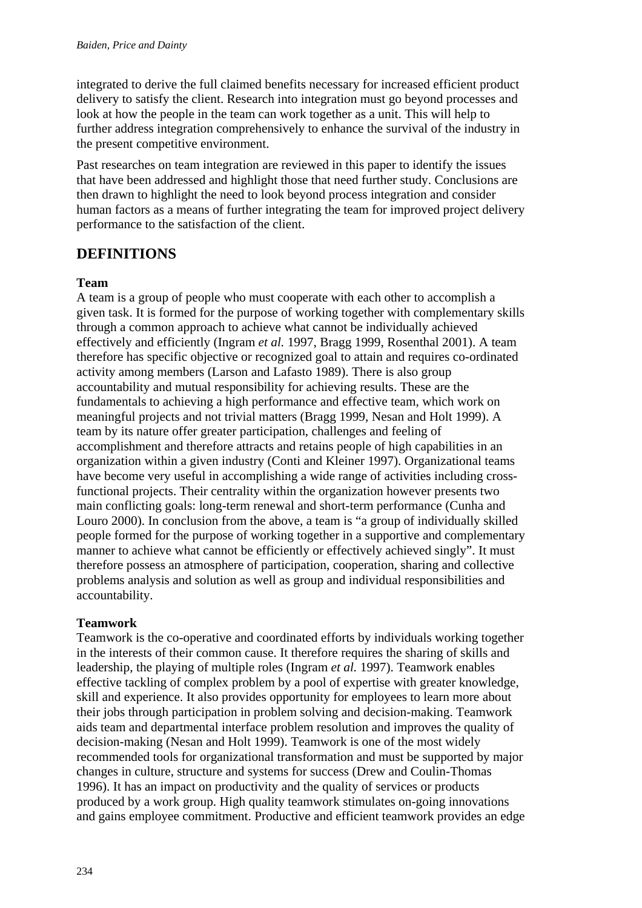integrated to derive the full claimed benefits necessary for increased efficient product delivery to satisfy the client. Research into integration must go beyond processes and look at how the people in the team can work together as a unit. This will help to further address integration comprehensively to enhance the survival of the industry in the present competitive environment.

Past researches on team integration are reviewed in this paper to identify the issues that have been addressed and highlight those that need further study. Conclusions are then drawn to highlight the need to look beyond process integration and consider human factors as a means of further integrating the team for improved project delivery performance to the satisfaction of the client.

## DEFINITIONS

### Team

A team is a group of people who must cooperate with each other to accomplish a given task. It is formed for the purpose of working together with complementary skills through a common approach to achieve what cannot be individually achieved effectively and efficiently (Ingram *et al.* 1997, Bragg 1999, Rosenthal 2001). A team therefore has specific objective or recognized goal to attain and requires co-ordinated activity among members (Larson and Lafasto 1989). There is also group accountability and mutual responsibility for achieving results. These are the fundamentals to achieving a high performance and effective team, which work on meaningful projects and not trivial matters (Bragg 1999, Nesan and Holt 1999). A team by its nature offer greater participation, challenges and feeling of accomplishment and therefore attracts and retains people of high capabilities in an organization within a given industry (Conti and Kleiner 1997). Organizational teams have become very useful in accomplishing a wide range of activities including cross-functional projects. Their centrality within the organization however presents two main conflicting goals: long-term renewal and short-term performance (Cunha and Louro 2000). In conclusion from the above, a team is "a group of individually skilled people formed for the purpose of working together in a supportive and complementary manner to achieve what cannot be efficiently or effectively achieved singly". It must therefore possess an atmosphere of participation, cooperation, sharing and collective problems analysis and solution as well as group and individual responsibilities and accountability.

### Teamwork

Teamwork is the co-operative and coordinated efforts by individuals working together in the interests of their common cause. It therefore requires the sharing of skills and leadership, the playing of multiple roles (Ingram *et al.* 1997). Teamwork enables effective tackling of complex problem by a pool of expertise with greater knowledge, skill and experience. It also provides opportunity for employees to learn more about their jobs through participation in problem solving and decision-making. Teamwork aids team and departmental interface problem resolution and improves the quality of decision-making (Nesan and Holt 1999). Teamwork is one of the most widely recommended tools for organizational transformation and must be supported by major changes in culture, structure and systems for success (Drew and Coulin-Thomas 1996). It has an impact on productivity and the quality of services or products produced by a work group. High quality teamwork stimulates on-going innovations and gains employee commitment. Productive and efficient teamwork provides an edge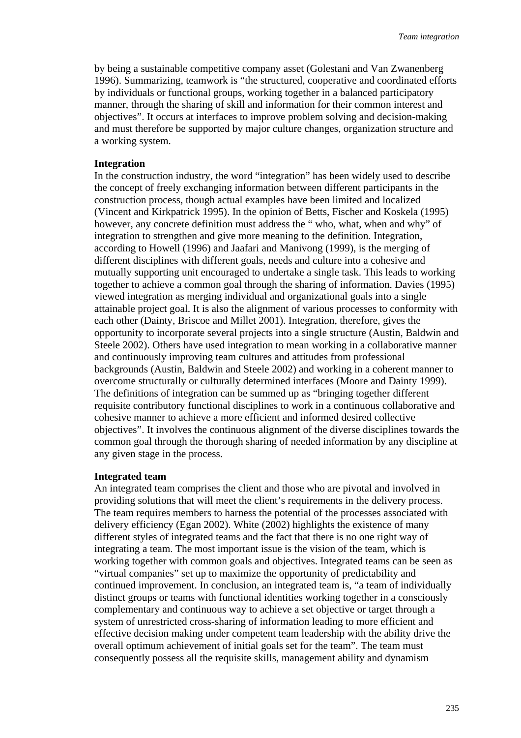by being a sustainable competitive company asset (Golestani and Van Zwanenberg 1996). Summarizing, teamwork is "the structured, cooperative and coordinated efforts by individuals or functional groups, working together in a balanced participatory manner, through the sharing of skill and information for their common interest and objectives". It occurs at interfaces to improve problem solving and decision-making and must therefore be supported by major culture changes, organization structure and a working system.

**Integration**

In the construction industry, the word "integration" has been widely used to describe the concept of freely exchanging information between different participants in the construction process, though actual examples have been limited and localized (Vincent and Kirkpatrick 1995). In the opinion of Betts, Fischer and Koskela (1995) however, any concrete definition must address the " who, what, when and why" of integration to strengthen and give more meaning to the definition. Integration, according to Howell (1996) and Jaafari and Manivong (1999), is the merging of different disciplines with different goals, needs and culture into a cohesive and mutually supporting unit encouraged to undertake a single task. This leads to working together to achieve a common goal through the sharing of information. Davies (1995) viewed integration as merging individual and organizational goals into a single attainable project goal. It is also the alignment of various processes to conformity with each other (Dainty, Briscoe and Millet 2001). Integration, therefore, gives the opportunity to incorporate several projects into a single structure (Austin, Baldwin and Steele 2002). Others have used integration to mean working in a collaborative manner and continuously improving team cultures and attitudes from professional backgrounds (Austin, Baldwin and Steele 2002) and working in a coherent manner to overcome structurally or culturally determined interfaces (Moore and Dainty 1999). The definitions of integration can be summed up as "bringing together different requisite contributory functional disciplines to work in a continuous collaborative and cohesive manner to achieve a more efficient and informed desired collective objectives". It involves the continuous alignment of the diverse disciplines towards the common goal through the thorough sharing of needed information by any discipline at any given stage in the process.

**Integrated team**

An integrated team comprises the client and those who are pivotal and involved in providing solutions that will meet the client's requirements in the delivery process. The team requires members to harness the potential of the processes associated with delivery efficiency (Egan 2002). White (2002) highlights the existence of many different styles of integrated teams and the fact that there is no one right way of integrating a team. The most important issue is the vision of the team, which is working together with common goals and objectives. Integrated teams can be seen as "virtual companies" set up to maximize the opportunity of predictability and continued improvement. In conclusion, an integrated team is, "a team of individually distinct groups or teams with functional identities working together in a consciously complementary and continuous way to achieve a set objective or target through a system of unrestricted cross-sharing of information leading to more efficient and effective decision making under competent team leadership with the ability drive the overall optimum achievement of initial goals set for the team". The team must consequently possess all the requisite skills, management ability and dynamism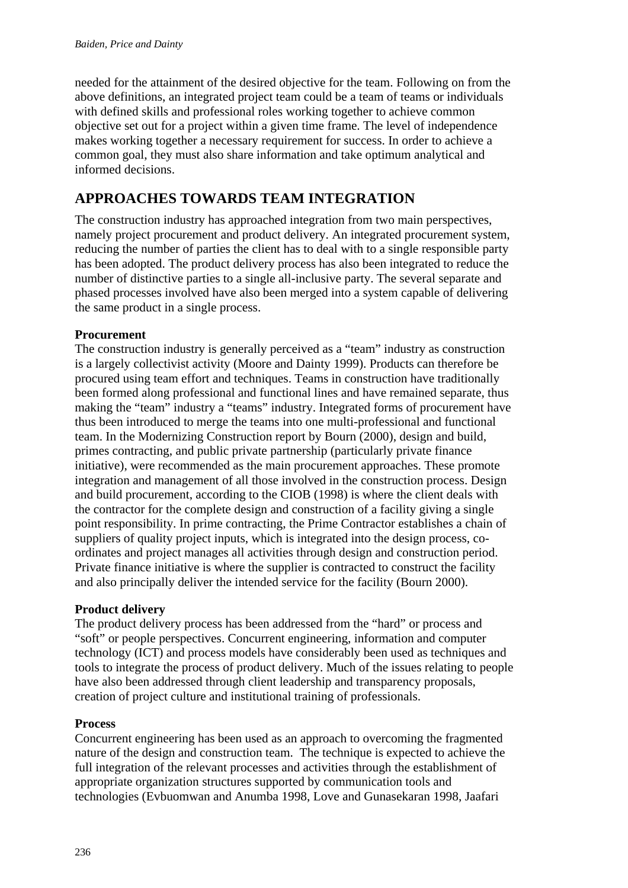needed for the attainment of the desired objective for the team. Following on from the above definitions, an integrated project team could be a team of teams or individuals with defined skills and professional roles working together to achieve common objective set out for a project within a given time frame. The level of independence makes working together a necessary requirement for success. In order to achieve a common goal, they must also share information and take optimum analytical and informed decisions.

## APPROACHES TOWARDS TEAM INTEGRATION

The construction industry has approached integration from two main perspectives, namely project procurement and product delivery. An integrated procurement system, reducing the number of parties the client has to deal with to a single responsible party has been adopted. The product delivery process has also been integrated to reduce the number of distinctive parties to a single all-inclusive party. The several separate and phased processes involved have also been merged into a system capable of delivering the same product in a single process.

### Procurement

The construction industry is generally perceived as a "team" industry as construction is a largely collectivist activity (Moore and Dainty 1999). Products can therefore be procured using team effort and techniques. Teams in construction have traditionally been formed along professional and functional lines and have remained separate, thus making the "team" industry a "teams" industry. Integrated forms of procurement have thus been introduced to merge the teams into one multi-professional and functional team. In the Modernizing Construction report by Bourn (2000), design and build, primes contracting, and public private partnership (particularly private finance initiative), were recommended as the main procurement approaches. These promote integration and management of all those involved in the construction process. Design and build procurement, according to the CIOB (1998) is where the client deals with the contractor for the complete design and construction of a facility giving a single point responsibility. In prime contracting, the Prime Contractor establishes a chain of suppliers of quality project inputs, which is integrated into the design process, co-ordinates and project manages all activities through design and construction period. Private finance initiative is where the supplier is contracted to construct the facility and also principally deliver the intended service for the facility (Bourn 2000).

### Product delivery

The product delivery process has been addressed from the "hard" or process and "soft" or people perspectives. Concurrent engineering, information and computer technology (ICT) and process models have considerably been used as techniques and tools to integrate the process of product delivery. Much of the issues relating to people have also been addressed through client leadership and transparency proposals, creation of project culture and institutional training of professionals.

### Process

Concurrent engineering has been used as an approach to overcoming the fragmented nature of the design and construction team. The technique is expected to achieve the full integration of the relevant processes and activities through the establishment of appropriate organization structures supported by communication tools and technologies (Evbuomwan and Anumba 1998, Love and Gunasekaran 1998, Jaafari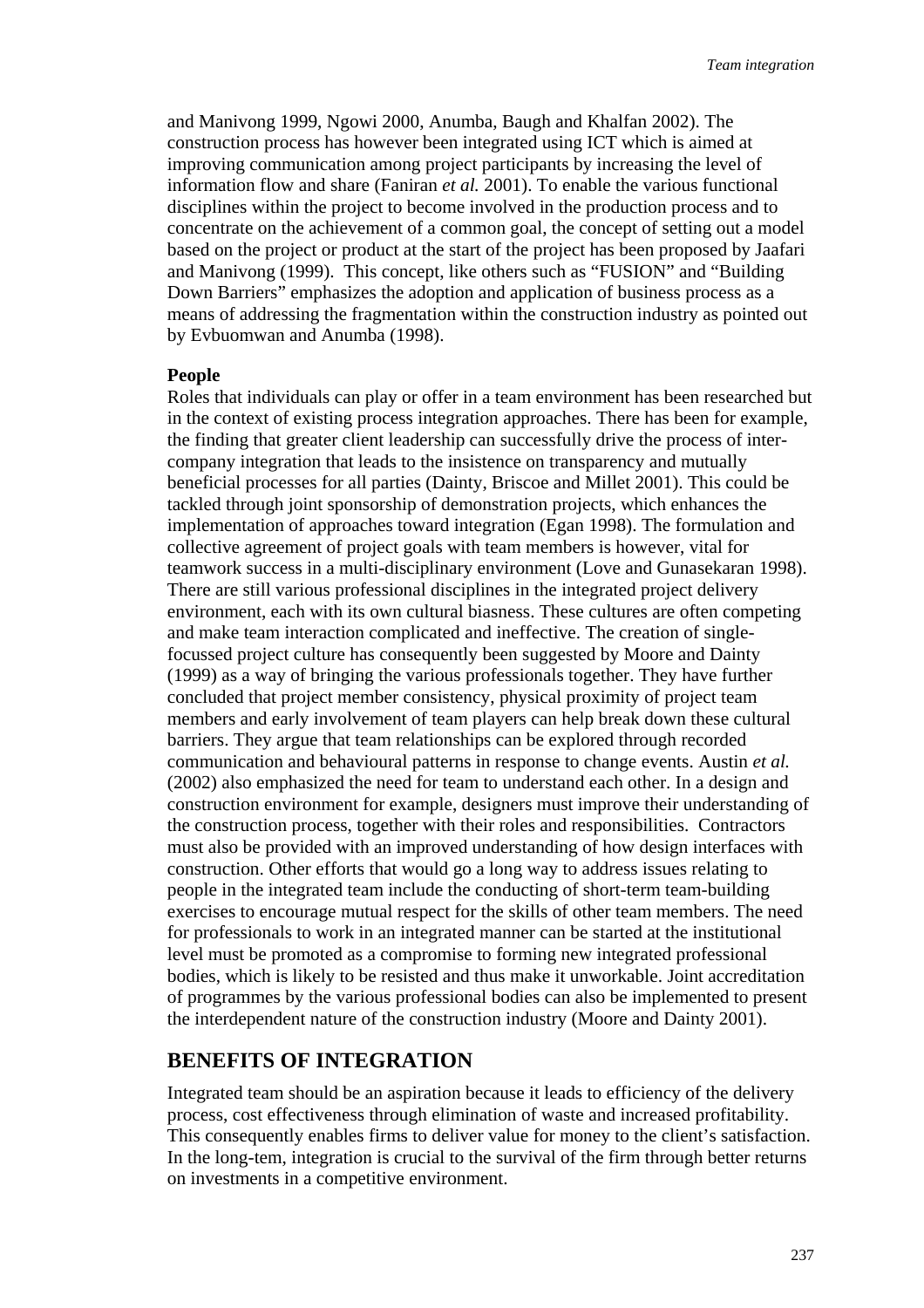and Manivong 1999, Ngowi 2000, Anumba, Baugh and Khalfan 2002). The construction process has however been integrated using ICT which is aimed at improving communication among project participants by increasing the level of information flow and share (Faniran *et al.* 2001). To enable the various functional disciplines within the project to become involved in the production process and to concentrate on the achievement of a common goal, the concept of setting out a model based on the project or product at the start of the project has been proposed by Jaafari and Manivong (1999). This concept, like others such as "FUSION" and "Building Down Barriers" emphasizes the adoption and application of business process as a means of addressing the fragmentation within the construction industry as pointed out by Evbuomwan and Anumba (1998).

**People**

Roles that individuals can play or offer in a team environment has been researched but in the context of existing process integration approaches. There has been for example, the finding that greater client leadership can successfully drive the process of inter-company integration that leads to the insistence on transparency and mutually beneficial processes for all parties (Dainty, Briscoe and Millet 2001). This could be tackled through joint sponsorship of demonstration projects, which enhances the implementation of approaches toward integration (Egan 1998). The formulation and collective agreement of project goals with team members is however, vital for teamwork success in a multi-disciplinary environment (Love and Gunasekaran 1998). There are still various professional disciplines in the integrated project delivery environment, each with its own cultural biasness. These cultures are often competing and make team interaction complicated and ineffective. The creation of single-focussed project culture has consequently been suggested by Moore and Dainty (1999) as a way of bringing the various professionals together. They have further concluded that project member consistency, physical proximity of project team members and early involvement of team players can help break down these cultural barriers. They argue that team relationships can be explored through recorded communication and behavioural patterns in response to change events. Austin *et al.* (2002) also emphasized the need for team to understand each other. In a design and construction environment for example, designers must improve their understanding of the construction process, together with their roles and responsibilities. Contractors must also be provided with an improved understanding of how design interfaces with construction. Other efforts that would go a long way to address issues relating to people in the integrated team include the conducting of short-term team-building exercises to encourage mutual respect for the skills of other team members. The need for professionals to work in an integrated manner can be started at the institutional level must be promoted as a compromise to forming new integrated professional bodies, which is likely to be resisted and thus make it unworkable. Joint accreditation of programmes by the various professional bodies can also be implemented to present the interdependent nature of the construction industry (Moore and Dainty 2001).

## BENEFITS OF INTEGRATION

Integrated team should be an aspiration because it leads to efficiency of the delivery process, cost effectiveness through elimination of waste and increased profitability. This consequently enables firms to deliver value for money to the client's satisfaction. In the long-tem, integration is crucial to the survival of the firm through better returns on investments in a competitive environment.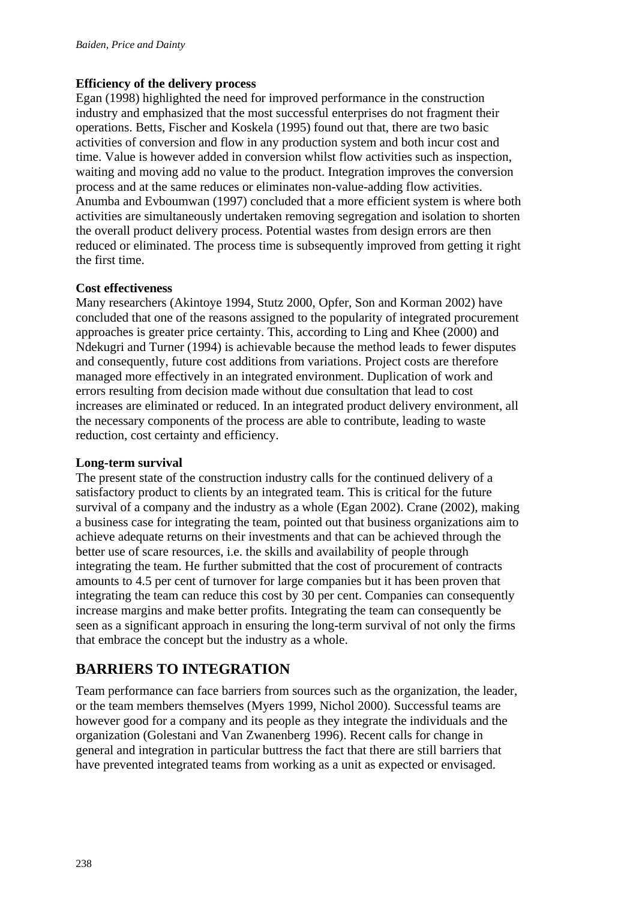### Efficiency of the delivery process

Egan (1998) highlighted the need for improved performance in the construction industry and emphasized that the most successful enterprises do not fragment their operations. Betts, Fischer and Koskela (1995) found out that, there are two basic activities of conversion and flow in any production system and both incur cost and time. Value is however added in conversion whilst flow activities such as inspection, waiting and moving add no value to the product. Integration improves the conversion process and at the same reduces or eliminates non-value-adding flow activities. Anumba and Evboumwan (1997) concluded that a more efficient system is where both activities are simultaneously undertaken removing segregation and isolation to shorten the overall product delivery process. Potential wastes from design errors are then reduced or eliminated. The process time is subsequently improved from getting it right the first time.

### Cost effectiveness

Many researchers (Akintoye 1994, Stutz 2000, Opfer, Son and Korman 2002) have concluded that one of the reasons assigned to the popularity of integrated procurement approaches is greater price certainty. This, according to Ling and Khee (2000) and Ndekugri and Turner (1994) is achievable because the method leads to fewer disputes and consequently, future cost additions from variations. Project costs are therefore managed more effectively in an integrated environment. Duplication of work and errors resulting from decision made without due consultation that lead to cost increases are eliminated or reduced. In an integrated product delivery environment, all the necessary components of the process are able to contribute, leading to waste reduction, cost certainty and efficiency.

### Long-term survival

The present state of the construction industry calls for the continued delivery of a satisfactory product to clients by an integrated team. This is critical for the future survival of a company and the industry as a whole (Egan 2002). Crane (2002), making a business case for integrating the team, pointed out that business organizations aim to achieve adequate returns on their investments and that can be achieved through the better use of scare resources, i.e. the skills and availability of people through integrating the team. He further submitted that the cost of procurement of contracts amounts to 4.5 per cent of turnover for large companies but it has been proven that integrating the team can reduce this cost by 30 per cent. Companies can consequently increase margins and make better profits. Integrating the team can consequently be seen as a significant approach in ensuring the long-term survival of not only the firms that embrace the concept but the industry as a whole.

## BARRIERS TO INTEGRATION

Team performance can face barriers from sources such as the organization, the leader, or the team members themselves (Myers 1999, Nichol 2000). Successful teams are however good for a company and its people as they integrate the individuals and the organization (Golestani and Van Zwanenberg 1996). Recent calls for change in general and integration in particular buttress the fact that there are still barriers that have prevented integrated teams from working as a unit as expected or envisaged.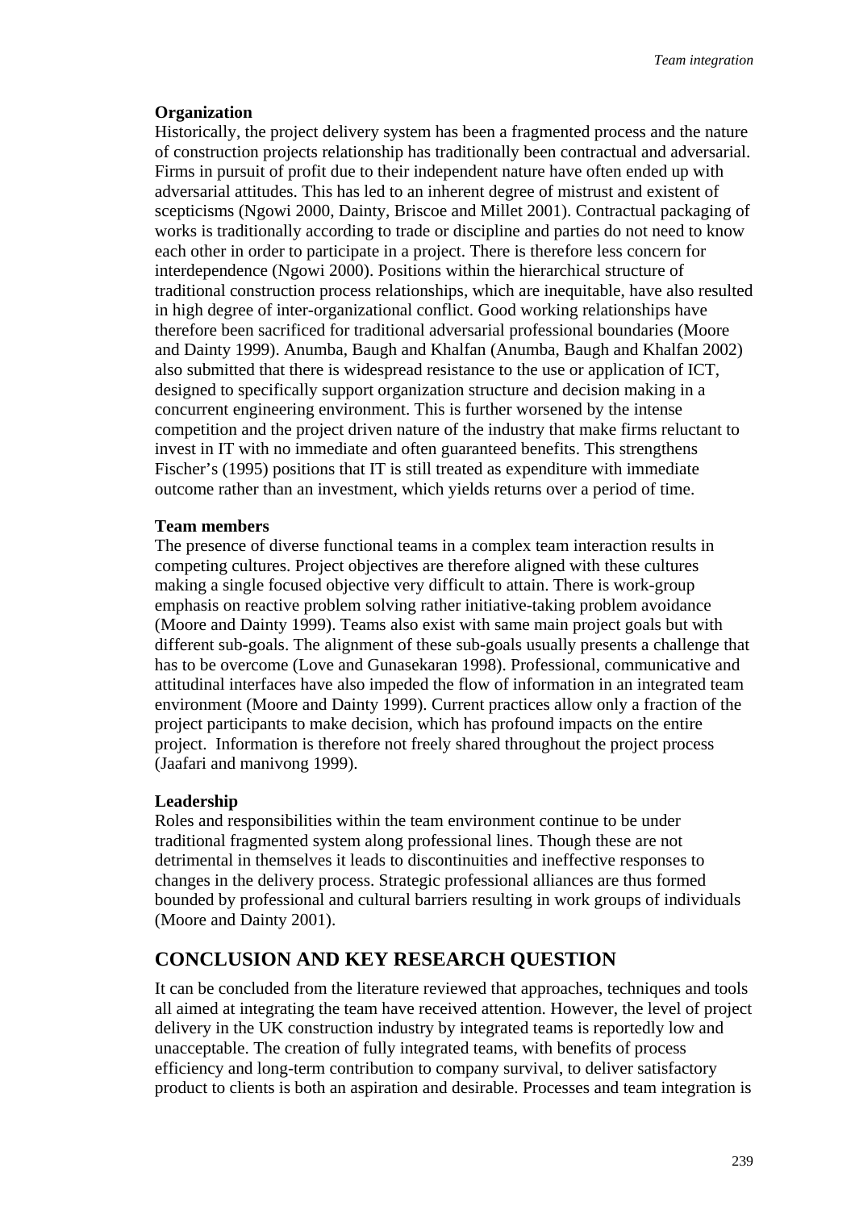**Organization**

Historically, the project delivery system has been a fragmented process and the nature of construction projects relationship has traditionally been contractual and adversarial. Firms in pursuit of profit due to their independent nature have often ended up with adversarial attitudes. This has led to an inherent degree of mistrust and existent of scepticisms (Ngowi 2000, Dainty, Briscoe and Millet 2001). Contractual packaging of works is traditionally according to trade or discipline and parties do not need to know each other in order to participate in a project. There is therefore less concern for interdependence (Ngowi 2000). Positions within the hierarchical structure of traditional construction process relationships, which are inequitable, have also resulted in high degree of inter-organizational conflict. Good working relationships have therefore been sacrificed for traditional adversarial professional boundaries (Moore and Dainty 1999). Anumba, Baugh and Khalfan (Anumba, Baugh and Khalfan 2002) also submitted that there is widespread resistance to the use or application of ICT, designed to specifically support organization structure and decision making in a concurrent engineering environment. This is further worsened by the intense competition and the project driven nature of the industry that make firms reluctant to invest in IT with no immediate and often guaranteed benefits. This strengthens Fischer's (1995) positions that IT is still treated as expenditure with immediate outcome rather than an investment, which yields returns over a period of time.

**Team members**

The presence of diverse functional teams in a complex team interaction results in competing cultures. Project objectives are therefore aligned with these cultures making a single focused objective very difficult to attain. There is work-group emphasis on reactive problem solving rather initiative-taking problem avoidance (Moore and Dainty 1999). Teams also exist with same main project goals but with different sub-goals. The alignment of these sub-goals usually presents a challenge that has to be overcome (Love and Gunasekaran 1998). Professional, communicative and attitudinal interfaces have also impeded the flow of information in an integrated team environment (Moore and Dainty 1999). Current practices allow only a fraction of the project participants to make decision, which has profound impacts on the entire project. Information is therefore not freely shared throughout the project process (Jaafari and manivong 1999).

**Leadership**

Roles and responsibilities within the team environment continue to be under traditional fragmented system along professional lines. Though these are not detrimental in themselves it leads to discontinuities and ineffective responses to changes in the delivery process. Strategic professional alliances are thus formed bounded by professional and cultural barriers resulting in work groups of individuals (Moore and Dainty 2001).

## CONCLUSION AND KEY RESEARCH QUESTION

It can be concluded from the literature reviewed that approaches, techniques and tools all aimed at integrating the team have received attention. However, the level of project delivery in the UK construction industry by integrated teams is reportedly low and unacceptable. The creation of fully integrated teams, with benefits of process efficiency and long-term contribution to company survival, to deliver satisfactory product to clients is both an aspiration and desirable. Processes and team integration is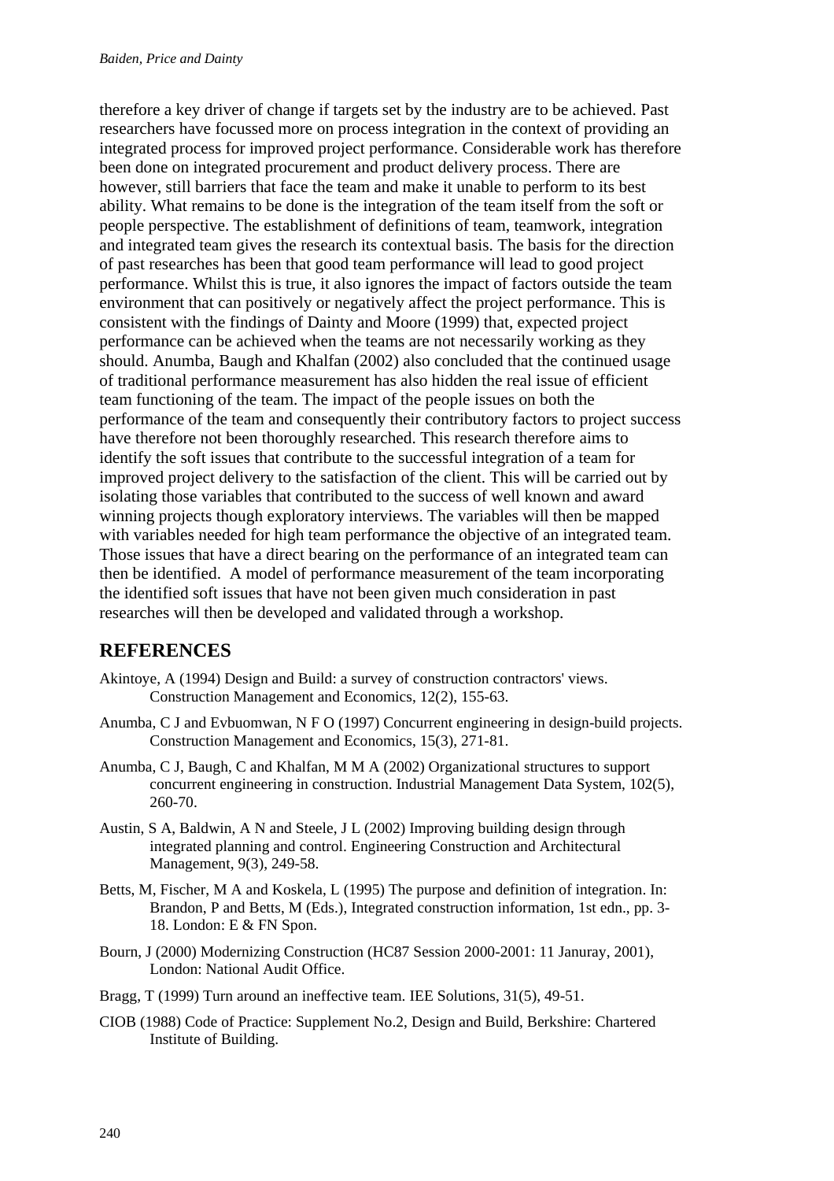therefore a key driver of change if targets set by the industry are to be achieved. Past researchers have focussed more on process integration in the context of providing an integrated process for improved project performance. Considerable work has therefore been done on integrated procurement and product delivery process. There are however, still barriers that face the team and make it unable to perform to its best ability. What remains to be done is the integration of the team itself from the soft or people perspective. The establishment of definitions of team, teamwork, integration and integrated team gives the research its contextual basis. The basis for the direction of past researches has been that good team performance will lead to good project performance. Whilst this is true, it also ignores the impact of factors outside the team environment that can positively or negatively affect the project performance. This is consistent with the findings of Dainty and Moore (1999) that, expected project performance can be achieved when the teams are not necessarily working as they should. Anumba, Baugh and Khalfan (2002) also concluded that the continued usage of traditional performance measurement has also hidden the real issue of efficient team functioning of the team. The impact of the people issues on both the performance of the team and consequently their contributory factors to project success have therefore not been thoroughly researched. This research therefore aims to identify the soft issues that contribute to the successful integration of a team for improved project delivery to the satisfaction of the client. This will be carried out by isolating those variables that contributed to the success of well known and award winning projects though exploratory interviews. The variables will then be mapped with variables needed for high team performance the objective of an integrated team. Those issues that have a direct bearing on the performance of an integrated team can then be identified. A model of performance measurement of the team incorporating the identified soft issues that have not been given much consideration in past researches will then be developed and validated through a workshop.

## REFERENCES

Akintoye, A (1994) Design and Build: a survey of construction contractors' views. Construction Management and Economics, 12(2), 155-63.

Anumba, C J and Evbuomwan, N F O (1997) Concurrent engineering in design-build projects. Construction Management and Economics, 15(3), 271-81.

Anumba, C J, Baugh, C and Khalfan, M M A (2002) Organizational structures to support concurrent engineering in construction. Industrial Management Data System, 102(5), 260-70.

Austin, S A, Baldwin, A N and Steele, J L (2002) Improving building design through integrated planning and control. Engineering Construction and Architectural Management, 9(3), 249-58.

Betts, M, Fischer, M A and Koskela, L (1995) The purpose and definition of integration. In: Brandon, P and Betts, M (Eds.), Integrated construction information, 1st edn., pp. 3-18. London: E & FN Spon.

Bourn, J (2000) Modernizing Construction (HC87 Session 2000-2001: 11 Januray, 2001), London: National Audit Office.

Bragg, T (1999) Turn around an ineffective team. IEE Solutions, 31(5), 49-51.

CIOB (1988) Code of Practice: Supplement No.2, Design and Build, Berkshire: Chartered Institute of Building.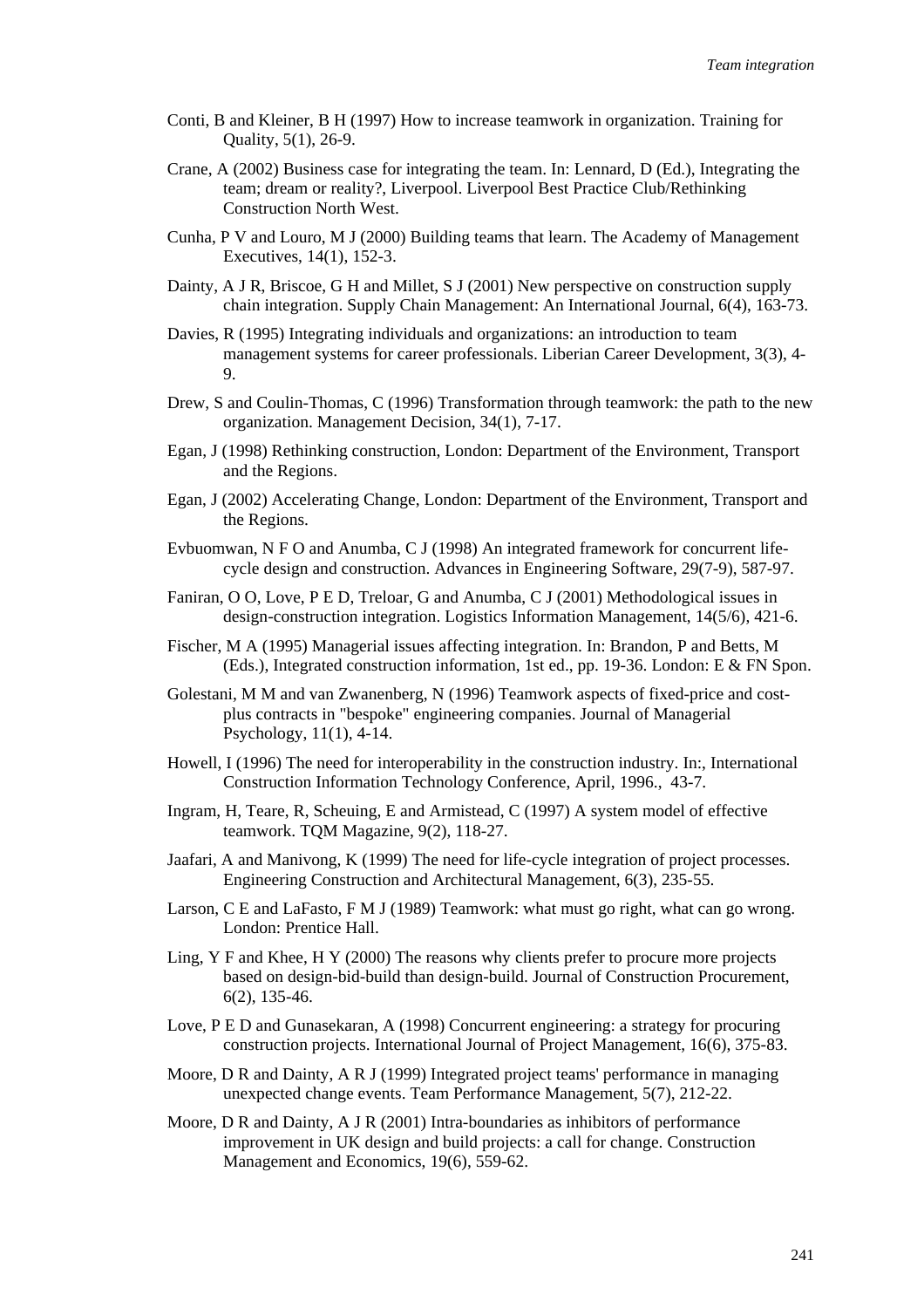Conti, B and Kleiner, B H (1997) How to increase teamwork in organization. Training for Quality, 5(1), 26-9.

Crane, A (2002) Business case for integrating the team. In: Lennard, D (Ed.), Integrating the team; dream or reality?, Liverpool. Liverpool Best Practice Club/Rethinking Construction North West.

Cunha, P V and Louro, M J (2000) Building teams that learn. The Academy of Management Executives, 14(1), 152-3.

Dainty, A J R, Briscoe, G H and Millet, S J (2001) New perspective on construction supply chain integration. Supply Chain Management: An International Journal, 6(4), 163-73.

Davies, R (1995) Integrating individuals and organizations: an introduction to team management systems for career professionals. Liberian Career Development, 3(3), 4-9.

Drew, S and Coulin-Thomas, C (1996) Transformation through teamwork: the path to the new organization. Management Decision, 34(1), 7-17.

Egan, J (1998) Rethinking construction, London: Department of the Environment, Transport and the Regions.

Egan, J (2002) Accelerating Change, London: Department of the Environment, Transport and the Regions.

Evbuomwan, N F O and Anumba, C J (1998) An integrated framework for concurrent life-cycle design and construction. Advances in Engineering Software, 29(7-9), 587-97.

Faniran, O O, Love, P E D, Treloar, G and Anumba, C J (2001) Methodological issues in design-construction integration. Logistics Information Management, 14(5/6), 421-6.

Fischer, M A (1995) Managerial issues affecting integration. In: Brandon, P and Betts, M (Eds.), Integrated construction information, 1st ed., pp. 19-36. London: E & FN Spon.

Golestani, M M and van Zwanenberg, N (1996) Teamwork aspects of fixed-price and cost-plus contracts in "bespoke" engineering companies. Journal of Managerial Psychology, 11(1), 4-14.

Howell, I (1996) The need for interoperability in the construction industry. In:, International Construction Information Technology Conference, April, 1996., 43-7.

Ingram, H, Teare, R, Scheuing, E and Armistead, C (1997) A system model of effective teamwork. TQM Magazine, 9(2), 118-27.

Jaafari, A and Manivong, K (1999) The need for life-cycle integration of project processes. Engineering Construction and Architectural Management, 6(3), 235-55.

Larson, C E and LaFasto, F M J (1989) Teamwork: what must go right, what can go wrong. London: Prentice Hall.

Ling, Y F and Khee, H Y (2000) The reasons why clients prefer to procure more projects based on design-bid-build than design-build. Journal of Construction Procurement, 6(2), 135-46.

Love, P E D and Gunasekaran, A (1998) Concurrent engineering: a strategy for procuring construction projects. International Journal of Project Management, 16(6), 375-83.

Moore, D R and Dainty, A R J (1999) Integrated project teams' performance in managing unexpected change events. Team Performance Management, 5(7), 212-22.

Moore, D R and Dainty, A J R (2001) Intra-boundaries as inhibitors of performance improvement in UK design and build projects: a call for change. Construction Management and Economics, 19(6), 559-62.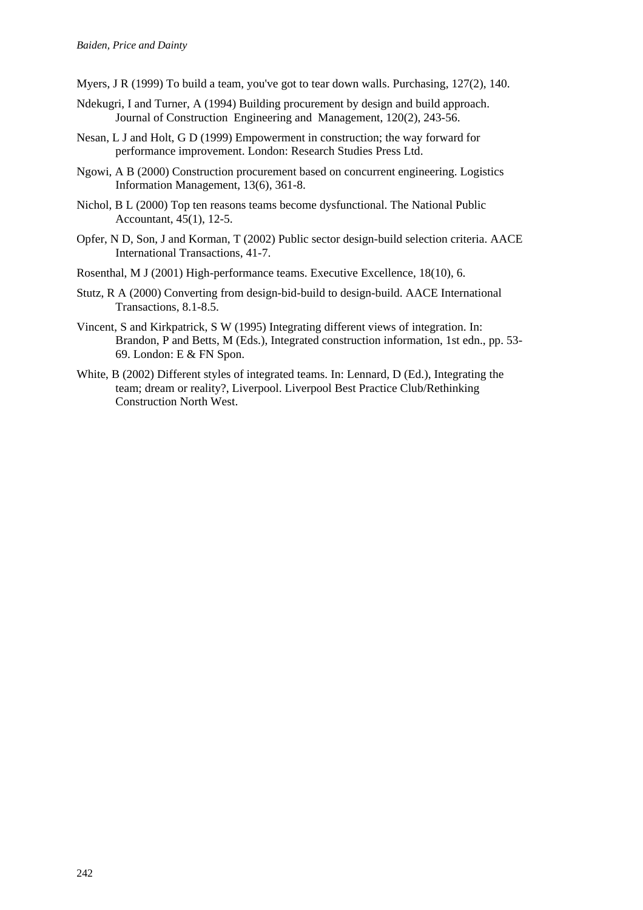Myers, J R (1999) To build a team, you've got to tear down walls. Purchasing, 127(2), 140.

Ndekugri, I and Turner, A (1994) Building procurement by design and build approach. Journal of Construction Engineering and Management, 120(2), 243-56.

Nesan, L J and Holt, G D (1999) Empowerment in construction; the way forward for performance improvement. London: Research Studies Press Ltd.

Ngowi, A B (2000) Construction procurement based on concurrent engineering. Logistics Information Management, 13(6), 361-8.

Nichol, B L (2000) Top ten reasons teams become dysfunctional. The National Public Accountant, 45(1), 12-5.

Opfer, N D, Son, J and Korman, T (2002) Public sector design-build selection criteria. AACE International Transactions, 41-7.

Rosenthal, M J (2001) High-performance teams. Executive Excellence, 18(10), 6.

Stutz, R A (2000) Converting from design-bid-build to design-build. AACE International Transactions, 8.1-8.5.

Vincent, S and Kirkpatrick, S W (1995) Integrating different views of integration. In: Brandon, P and Betts, M (Eds.), Integrated construction information, 1st edn., pp. 53-69. London: E & FN Spon.

White, B (2002) Different styles of integrated teams. In: Lennard, D (Ed.), Integrating the team; dream or reality?, Liverpool. Liverpool Best Practice Club/Rethinking Construction North West.